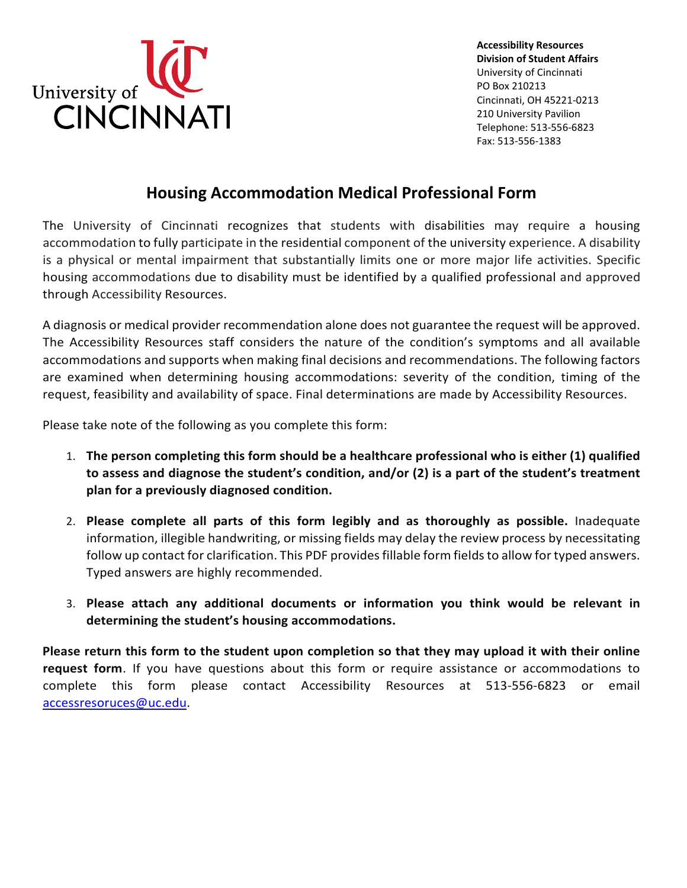University of CINCINNATI

**Accessibility Resources**
**Division of Student Affairs**
University of Cincinnati
PO Box 210213
Cincinnati, OH 45221-0213
210 University Pavilion
Telephone: 513-556-6823
Fax: 513-556-1383

# Housing Accommodation Medical Professional Form

The University of Cincinnati recognizes that students with disabilities may require a housing accommodation to fully participate in the residential component of the university experience. A disability is a physical or mental impairment that substantially limits one or more major life activities. Specific housing accommodations due to disability must be identified by a qualified professional and approved through Accessibility Resources.

A diagnosis or medical provider recommendation alone does not guarantee the request will be approved. The Accessibility Resources staff considers the nature of the condition's symptoms and all available accommodations and supports when making final decisions and recommendations. The following factors are examined when determining housing accommodations: severity of the condition, timing of the request, feasibility and availability of space. Final determinations are made by Accessibility Resources.

Please take note of the following as you complete this form:

1. **The person completing this form should be a healthcare professional who is either (1) qualified to assess and diagnose the student's condition, and/or (2) is a part of the student's treatment plan for a previously diagnosed condition.**

2. **Please complete all parts of this form legibly and as thoroughly as possible.** Inadequate information, illegible handwriting, or missing fields may delay the review process by necessitating follow up contact for clarification. This PDF provides fillable form fields to allow for typed answers. Typed answers are highly recommended.

3. **Please attach any additional documents or information you think would be relevant in determining the student's housing accommodations.**

**Please return this form to the student upon completion so that they may upload it with their online request form**. If you have questions about this form or require assistance or accommodations to complete this form please contact Accessibility Resources at 513-556-6823 or email accessresoruces@uc.edu.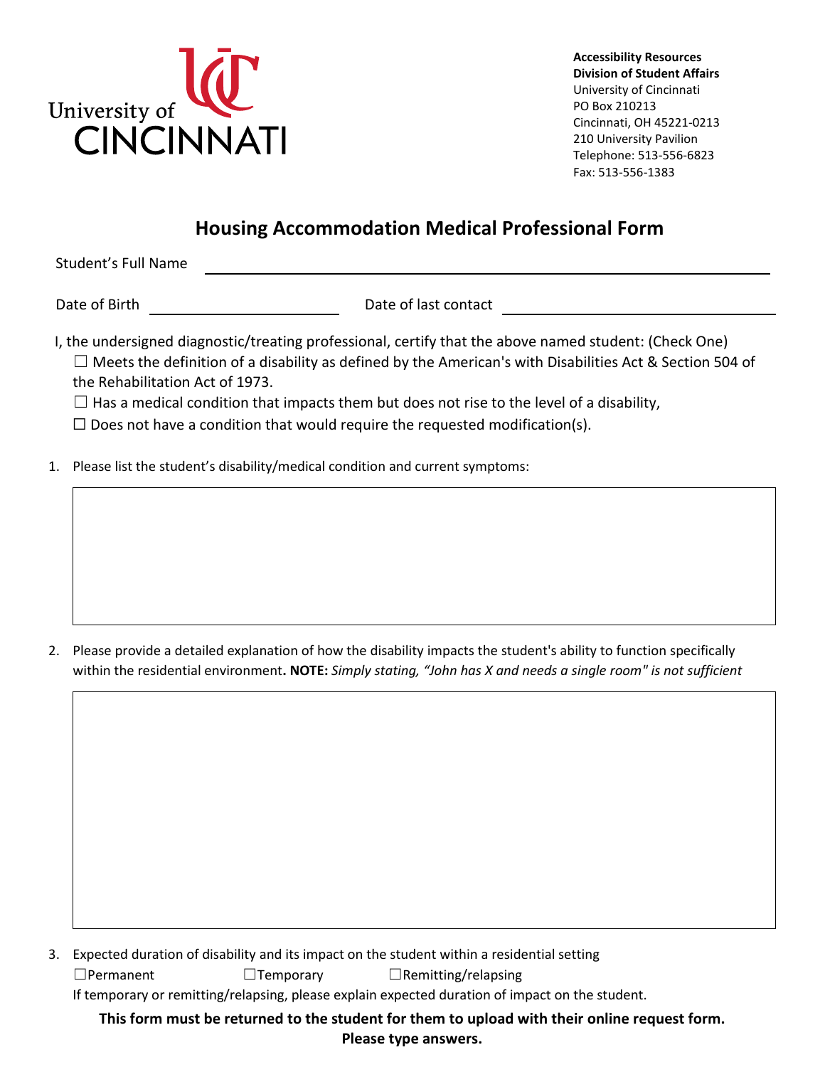**Accessibility Resources**
**Division of Student Affairs**
University of Cincinnati
PO Box 210213
Cincinnati, OH 45221-0213
210 University Pavilion
Telephone: 513-556-6823
Fax: 513-556-1383

# Housing Accommodation Medical Professional Form

Student's Full Name ______________________________

Date of Birth ____________________ Date of last contact ____________________

I, the undersigned diagnostic/treating professional, certify that the above named student: (Check One)

☐ Meets the definition of a disability as defined by the American's with Disabilities Act & Section 504 of the Rehabilitation Act of 1973.

☐ Has a medical condition that impacts them but does not rise to the level of a disability,

☐ Does not have a condition that would require the requested modification(s).

1. Please list the student's disability/medical condition and current symptoms:

2. Please provide a detailed explanation of how the disability impacts the student's ability to function specifically within the residential environment**. NOTE:** *Simply stating, "John has X and needs a single room" is not sufficient*

3. Expected duration of disability and its impact on the student within a residential setting

   ☐Permanent ☐Temporary ☐Remitting/relapsing

   If temporary or remitting/relapsing, please explain expected duration of impact on the student.

**This form must be returned to the student for them to upload with their online request form. Please type answers.**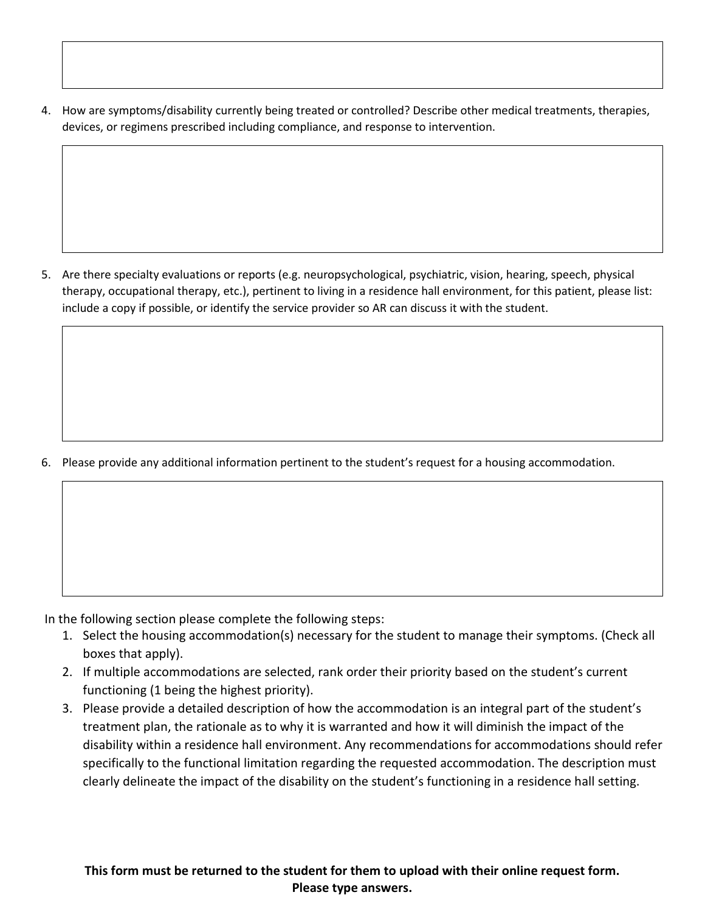4. How are symptoms/disability currently being treated or controlled? Describe other medical treatments, therapies, devices, or regimens prescribed including compliance, and response to intervention.

5. Are there specialty evaluations or reports (e.g. neuropsychological, psychiatric, vision, hearing, speech, physical therapy, occupational therapy, etc.), pertinent to living in a residence hall environment, for this patient, please list: include a copy if possible, or identify the service provider so AR can discuss it with the student.

6. Please provide any additional information pertinent to the student's request for a housing accommodation.

In the following section please complete the following steps:

1. Select the housing accommodation(s) necessary for the student to manage their symptoms. (Check all boxes that apply).
2. If multiple accommodations are selected, rank order their priority based on the student's current functioning (1 being the highest priority).
3. Please provide a detailed description of how the accommodation is an integral part of the student's treatment plan, the rationale as to why it is warranted and how it will diminish the impact of the disability within a residence hall environment. Any recommendations for accommodations should refer specifically to the functional limitation regarding the requested accommodation. The description must clearly delineate the impact of the disability on the student's functioning in a residence hall setting.

**This form must be returned to the student for them to upload with their online request form.**
**Please type answers.**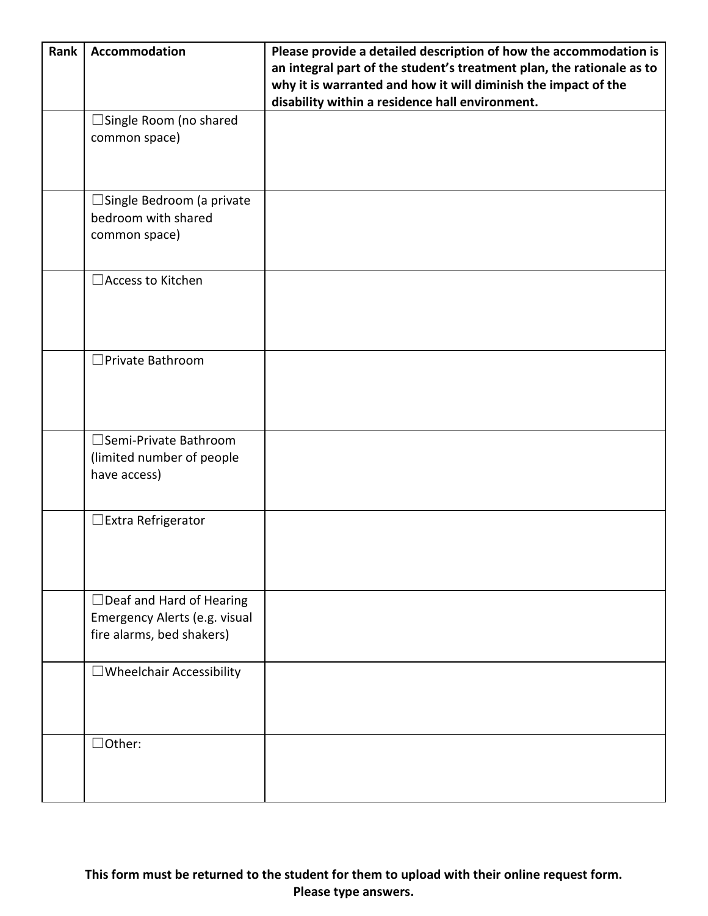| Rank | Accommodation | Please provide a detailed description of how the accommodation is an integral part of the student's treatment plan, the rationale as to why it is warranted and how it will diminish the impact of the disability within a residence hall environment. |
|---|---|---|
| | ☐Single Room (no shared common space) | |
| | ☐Single Bedroom (a private bedroom with shared common space) | |
| | ☐Access to Kitchen | |
| | ☐Private Bathroom | |
| | ☐Semi-Private Bathroom (limited number of people have access) | |
| | ☐Extra Refrigerator | |
| | ☐Deaf and Hard of Hearing Emergency Alerts (e.g. visual fire alarms, bed shakers) | |
| | ☐Wheelchair Accessibility | |
| | ☐Other: | |

**This form must be returned to the student for them to upload with their online request form. Please type answers.**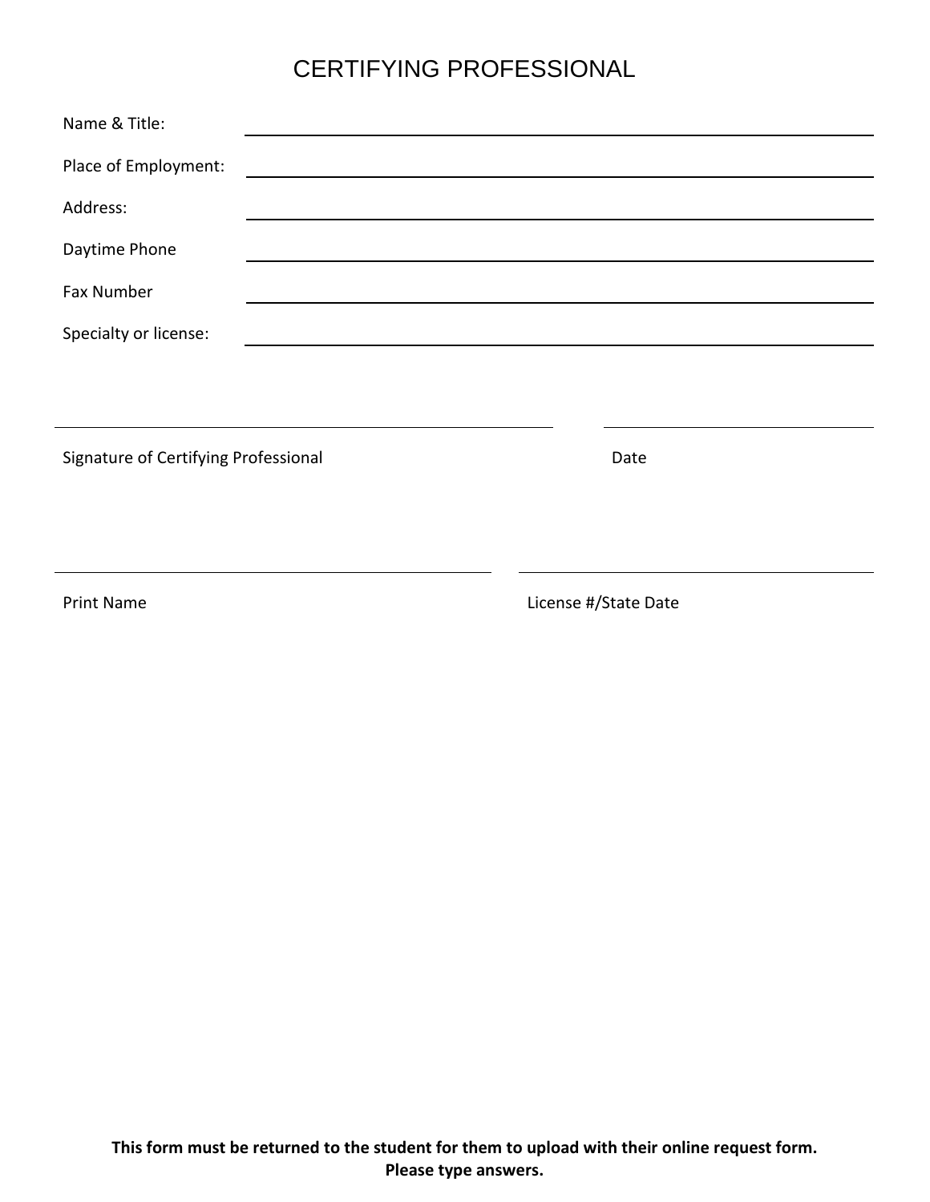# CERTIFYING PROFESSIONAL

Name & Title: ____________________

Place of Employment: ____________________

Address: ____________________

Daytime Phone ____________________

Fax Number ____________________

Specialty or license: ____________________

____________________ ____________________

Signature of Certifying Professional Date

____________________ ____________________

Print Name License #/State Date

**This form must be returned to the student for them to upload with their online request form.**
**Please type answers.**